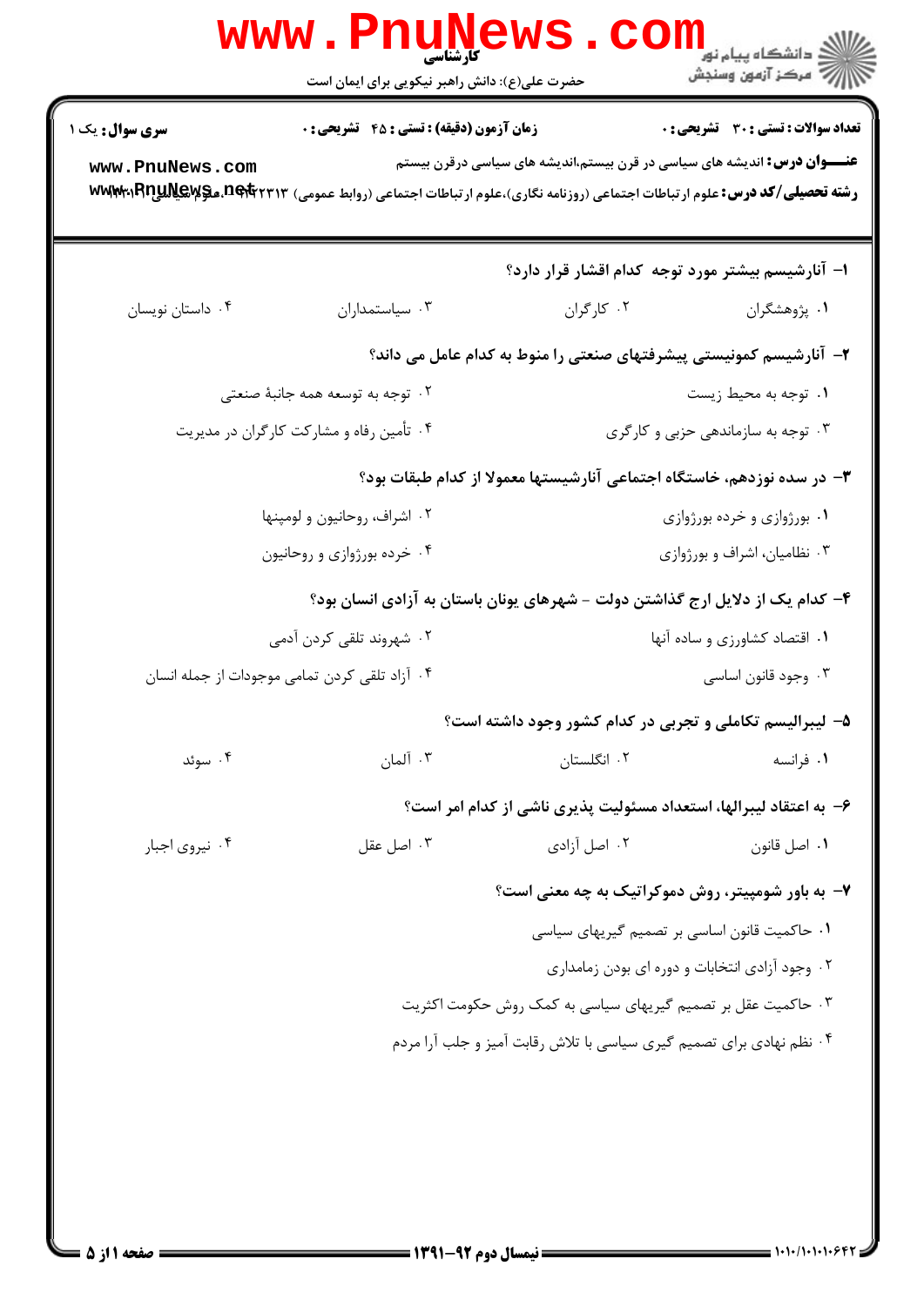**سری سوال:** یک ۱

**زمان آزمون (دقیقه) : تستی : ۴۵ تشریحی : ۰**

**تعداد سوالات : تستی : ۳۰ تشریحی : ۰**

**عنـــوان درس:** اندیشه های سیاسی در قرن بیستم،اندیشه های سیاسی درقرن بیستم

**رشته تحصیلی/کد درس:** علوم ارتباطات اجتماعی (روزنامه نگاری)،علوم ارتباطات اجتماعی (روابط عمومی) ۱۲۲۳۱۳۴ - ،علوم سیاسی ۱۲۱۳۰۰۱

۱- آنارشیسم بیشتر مورد توجه کدام اقشار قرار دارد؟

۱. پژوهشگران
۲. کارگران
۳. سیاستمداران
۴. داستان نویسان

۲- آنارشیسم کمونیستی پیشرفتهای صنعتی را منوط به کدام عامل می داند؟

۱. توجه به محیط زیست
۲. توجه به توسعه همه جانبهٔ صنعتی
۳. توجه به سازماندهی حزبی و کارگری
۴. تأمین رفاه و مشارکت کارگران در مدیریت

۳- در سده نوزدهم، خاستگاه اجتماعی آنارشیستها معمولا از کدام طبقات بود؟

۱. بورژوازی و خرده بورژوازی
۲. اشراف، روحانیون و لومپنها
۳. نظامیان، اشراف و بورژوازی
۴. خرده بورژوازی و روحانیون

۴- کدام یک از دلایل ارج گذاشتن دولت - شهرهای یونان باستان به آزادی انسان بود؟

۱. اقتصاد کشاورزی و ساده آنها
۲. شهروند تلقی کردن آدمی
۳. وجود قانون اساسی
۴. آزاد تلقی کردن تمامی موجودات از جمله انسان

۵- لیبرالیسم تکاملی و تجربی در کدام کشور وجود داشته است؟

۱. فرانسه
۲. انگلستان
۳. آلمان
۴. سوئد

۶- به اعتقاد لیبرالها، استعداد مسئولیت پذیری ناشی از کدام امر است؟

۱. اصل قانون
۲. اصل آزادی
۳. اصل عقل
۴. نیروی اجبار

۷- به باور شومپیتر، روش دموکراتیک به چه معنی است؟

۱. حاکمیت قانون اساسی بر تصمیم گیریهای سیاسی
۲. وجود آزادی انتخابات و دوره ای بودن زمامداری
۳. حاکمیت عقل بر تصمیم گیریهای سیاسی به کمک روش حکومت اکثریت
۴. نظم نهادی برای تصمیم گیری سیاسی با تلاش رقابت آمیز و جلب آرا مردم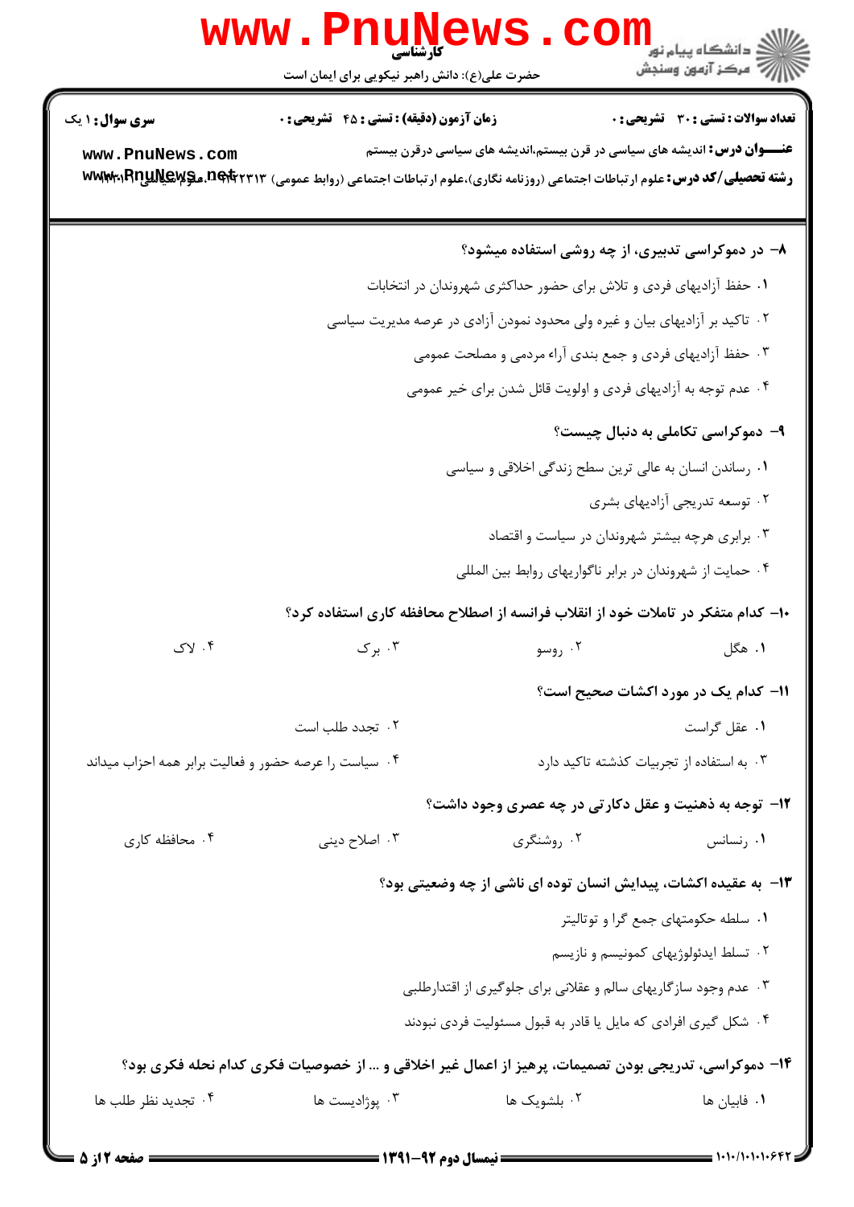۸- در دموکراسی تدبیری، از چه روشی استفاده میشود؟

۱. حفظ آزادیهای فردی و تلاش برای حضور حداکثری شهروندان در انتخابات

۲. تاکید بر آزادیهای بیان و غیره ولی محدود نمودن آزادی در عرصه مدیریت سیاسی

۳. حفظ آزادیهای فردی و جمع بندی آراء مردمی و مصلحت عمومی

۴. عدم توجه به آزادیهای فردی و اولویت قائل شدن برای خیر عمومی

۹- دموکراسی تکاملی به دنبال چیست؟

۱. رساندن انسان به عالی ترین سطح زندگی اخلاقی و سیاسی

۲. توسعه تدریجی آزادیهای بشری

۳. برابری هرچه بیشتر شهروندان در سیاست و اقتصاد

۴. حمایت از شهروندان در برابر ناگواریهای روابط بین المللی

۱۰- کدام متفکر در تاملات خود از انقلاب فرانسه از اصطلاح محافظه کاری استفاده کرد؟

۱. هگل
۲. روسو
۳. برک
۴. لاک

۱۱- کدام یک در مورد اکشات صحیح است؟

۱. عقل گراست
۲. تجدد طلب است
۳. به استفاده از تجربیات گذشته تاکید دارد
۴. سیاست را عرصه حضور و فعالیت برابر همه احزاب میداند

۱۲- توجه به ذهنیت و عقل دکارتی در چه عصری وجود داشت؟

۱. رنسانس
۲. روشنگری
۳. اصلاح دینی
۴. محافظه کاری

۱۳- به عقیده اکشات، پیدایش انسان توده ای ناشی از چه وضعیتی بود؟

۱. سلطه حکومتهای جمع گرا و توتالیتر

۲. تسلط ایدئولوژیهای کمونیسم و نازیسم

۳. عدم وجود سازگاریهای سالم و عقلانی برای جلوگیری از اقتدارطلبی

۴. شکل گیری افرادی که مایل یا قادر به قبول مسئولیت فردی نبودند

۱۴- دموکراسی، تدریجی بودن تصمیمات، پرهیز از اعمال غیر اخلاقی و ... از خصوصیات فکری کدام نحله فکری بود؟

۱. فابیان ها
۲. بلشویک ها
۳. پوزادیست ها
۴. تجدید نظر طلب ها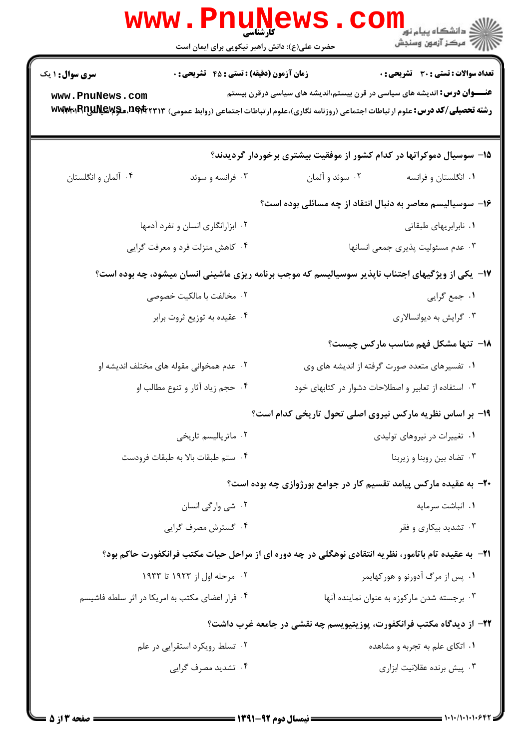**سری سوال:** ۱ یک

**زمان آزمون (دقیقه) : تستی : ۴۵ تشریحی : ۰**

**تعداد سوالات : تستی : ۳۰ تشریحی : ۰**

**عنـــوان درس:** اندیشه های سیاسی در قرن بیستم،اندیشه های سیاسی درقرن بیستم

**رشته تحصیلی/کد درس:** علوم ارتباطات اجتماعی (روزنامه نگاری)،علوم ارتباطات اجتماعی (روابط عمومی) ۱۲۲۲۳۱۳، علوم سیاسی ۱۲۳۴۰۱۶

۱۵- سوسیال دموکراتها در کدام کشور از موفقیت بیشتری برخوردار گردیدند؟

۱. انگلستان و فرانسه
۲. سوئد و آلمان
۳. فرانسه و سوئد
۴. آلمان و انگلستان

۱۶- سوسیالیسم معاصر به دنبال انتقاد از چه مسائلی بوده است؟

۱. نابرابریهای طبقاتی
۲. ابزارانگاری انسان و تفرد آدمها
۳. عدم مسئولیت پذیری جمعی انسانها
۴. کاهش منزلت فرد و معرفت گرایی

۱۷- یکی از ویژگیهای اجتناب ناپذیر سوسیالیسم که موجب برنامه ریزی ماشینی انسان میشود، چه بوده است؟

۱. جمع گرایی
۲. مخالفت با مالکیت خصوصی
۳. گرایش به دیوانسالاری
۴. عقیده به توزیع ثروت برابر

۱۸- تنها مشکل فهم مناسب مارکس چیست؟

۱. تفسیرهای متعدد صورت گرفته از اندیشه های وی
۲. عدم همخوانی مقوله های مختلف اندیشه او
۳. استفاده از تعابیر و اصطلاحات دشوار در کتابهای خود
۴. حجم زیاد آثار و تنوع مطالب او

۱۹- بر اساس نظریه مارکس نیروی اصلی تحول تاریخی کدام است؟

۱. تغییرات در نیروهای تولیدی
۲. ماتریالیسم تاریخی
۳. تضاد بین روبنا و زیربنا
۴. ستم طبقات بالا به طبقات فرودست

۲۰- به عقیده مارکس پیامد تقسیم کار در جوامع بورژوازی چه بوده است؟

۱. انباشت سرمایه
۲. شی وارگی انسان
۳. تشدید بیکاری و فقر
۴. گسترش مصرف گرایی

۲۱- به عقیده تام باتامور، نظریه انتقادی نوهگلی در چه دوره ای از مراحل حیات مکتب فرانکفورت حاکم بود؟

۱. پس از مرگ آدورنو و هورکهایمر
۲. مرحله اول از ۱۹۲۳ تا ۱۹۳۳
۳. برجسته شدن مارکوزه به عنوان نماینده آنها
۴. فرار اعضای مکتب به امریکا در اثر سلطه فاشیسم

۲۲- از دیدگاه مکتب فرانکفورت، پوزیتیویسم چه نقشی در جامعه غرب داشت؟

۱. اتکای علم به تجربه و مشاهده
۲. تسلط رویکرد استقرایی در علم
۳. پیش برنده عقلانیت ابزاری
۴. تشدید مصرف گرایی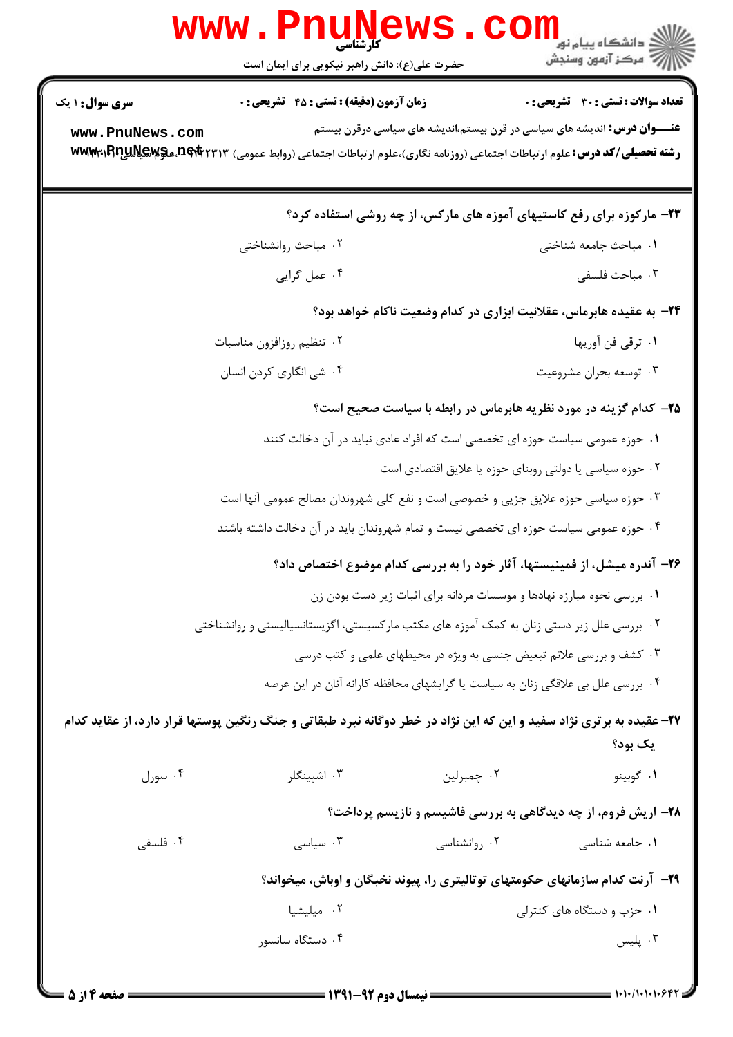**سری سوال:** ۱ یک

**زمان آزمون (دقیقه) : تستی : ۴۵ تشریحی : ۰**

**تعداد سوالات : تستی : ۳۰ تشریحی : ۰**

**عنـــوان درس:** اندیشه های سیاسی در قرن بیستم،اندیشه های سیاسی درقرن بیستم

**رشته تحصیلی/کد درس:** علوم ارتباطات اجتماعی (روزنامه نگاری)،علوم ارتباطات اجتماعی (روابط عمومی) ۱۲۲۲۳۱۳، علوم سیاسی ۱۲۱۳۰۱۹

**۲۳- مارکوزه برای رفع کاستیهای آموزه های مارکس، از چه روشی استفاده کرد؟**

۱. مباحث جامعه شناختی

۲. مباحث روانشناختی

۳. مباحث فلسفی

۴. عمل گرایی

**۲۴- به عقیده هابرماس، عقلانیت ابزاری در کدام وضعیت ناکام خواهد بود؟**

۱. ترقی فن آوریها

۲. تنظیم روزافزون مناسبات

۳. توسعه بحران مشروعیت

۴. شی انگاری کردن انسان

**۲۵- کدام گزینه در مورد نظریه هابرماس در رابطه با سیاست صحیح است؟**

۱. حوزه عمومی سیاست حوزه ای تخصصی است که افراد عادی نباید در آن دخالت کنند

۲. حوزه سیاسی یا دولتی روبنای حوزه یا علایق اقتصادی است

۳. حوزه سیاسی حوزه علایق جزیی و خصوصی است و نفع کلی شهروندان مصالح عمومی آنها است

۴. حوزه عمومی سیاست حوزه ای تخصصی نیست و تمام شهروندان باید در آن دخالت داشته باشند

**۲۶- آندره میشل، از فمینیستها، آثار خود را به بررسی کدام موضوع اختصاص داد؟**

۱. بررسی نحوه مبارزه نهادها و موسسات مردانه برای اثبات زیر دست بودن زن

۲. بررسی علل زیر دستی زنان به کمک آموزه های مکتب مارکسیستی، اگزیستانسیالیستی و روانشناختی

۳. کشف و بررسی علائم تبعیض جنسی به ویژه در محیطهای علمی و کتب درسی

۴. بررسی علل بی علاقگی زنان به سیاست یا گرایشهای محافظه کارانه آنان در این عرصه

**۲۷- عقیده به برتری نژاد سفید و این که این نژاد در خطر دوگانه نبرد طبقاتی و جنگ رنگین پوستها قرار دارد، از عقاید کدام یک بود؟**

۱. گوبینو

۲. چمبرلین

۳. اشپینگلر

۴. سورل

**۲۸- اریش فروم، از چه دیدگاهی به بررسی فاشیسم و نازیسم پرداخت؟**

۱. جامعه شناسی

۲. روانشناسی

۳. سیاسی

۴. فلسفی

**۲۹- آرنت کدام سازمانهای حکومتهای توتالیتری را، پیوند نخبگان و اوباش، میخواند؟**

۱. حزب و دستگاه های کنترلی

۲. میلیشیا

۳. پلیس

۴. دستگاه سانسور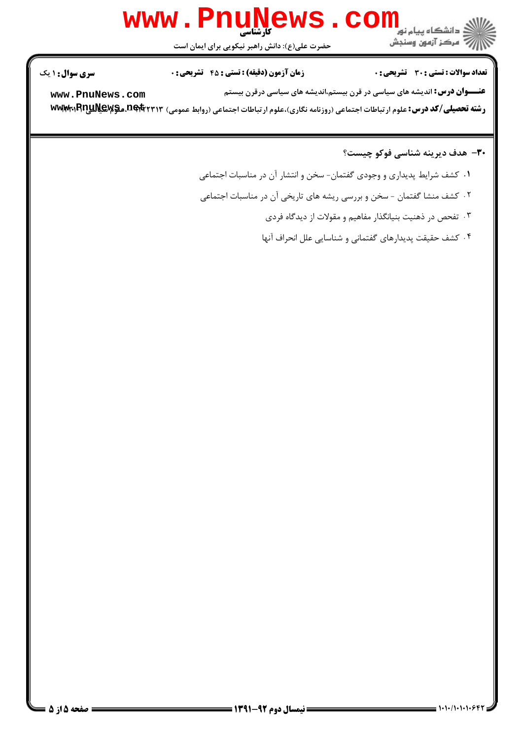**۳۰- هدف دیرینه شناسی فوکو چیست؟**

۱. کشف شرایط پدیداری و وجودی گفتمان- سخن و انتشار آن در مناسبات اجتماعی

۲. کشف منشا گفتمان - سخن و بررسی ریشه های تاریخی آن در مناسبات اجتماعی

۳. تفحص در ذهنیت بنیانگذار مفاهیم و مقولات از دیدگاه فردی

۴. کشف حقیقت پدیدارهای گفتمانی و شناسایی علل انحراف آنها